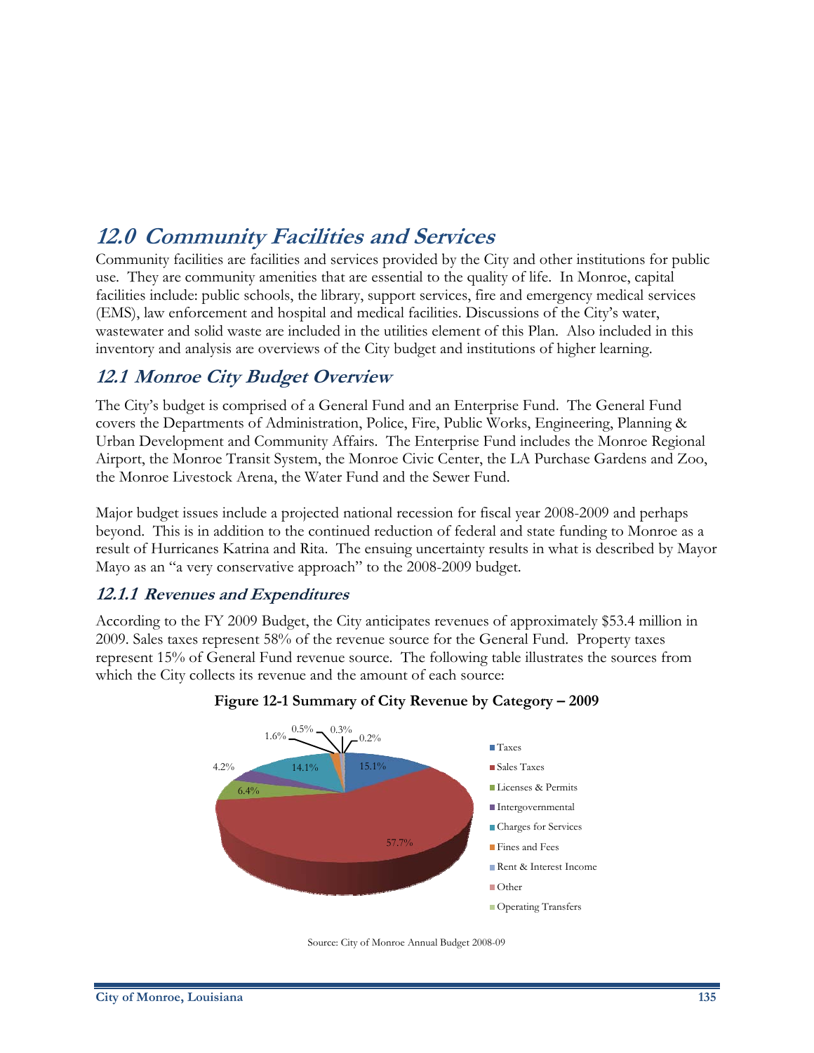# 12.0 Community Facilities and Services

Community facilities are facilities and services provided by the City and other institutions for public use. They are community amenities that are essential to the quality of life. In Monroe, capital facilities include: public schools, the library, support services, fire and emergency medical services (EMS), law enforcement and hospital and medical facilities. Discussions of the City's water, wastewater and solid waste are included in the utilities element of this Plan. Also included in this inventory and analysis are overviews of the City budget and institutions of higher learning.

## 12.1 Monroe City Budget Overview

The City's budget is comprised of a General Fund and an Enterprise Fund. The General Fund covers the Departments of Administration, Police, Fire, Public Works, Engineering, Planning & Urban Development and Community Affairs. The Enterprise Fund includes the Monroe Regional Airport, the Monroe Transit System, the Monroe Civic Center, the LA Purchase Gardens and Zoo, the Monroe Livestock Arena, the Water Fund and the Sewer Fund.

Major budget issues include a projected national recession for fiscal year 2008-2009 and perhaps beyond. This is in addition to the continued reduction of federal and state funding to Monroe as a result of Hurricanes Katrina and Rita. The ensuing uncertainty results in what is described by Mayor Mayo as an "a very conservative approach" to the 2008-2009 budget.

### 12.1.1 Revenues and Expenditures

According to the FY 2009 Budget, the City anticipates revenues of approximately $53.4 million in 2009. Sales taxes represent 58% of the revenue source for the General Fund. Property taxes represent 15% of General Fund revenue source. The following table illustrates the sources from which the City collects its revenue and the amount of each source:

**Figure 12-1 Summary of City Revenue by Category – 2009**

| Category | Share |
|---|---|
| Taxes | 15.1% |
| Sales Taxes | 57.7% |
| Licenses & Permits | 6.4% |
| Intergovernmental | 4.2% |
| Charges for Services | 14.1% |
| Fines and Fees | 1.6% |
| Rent & Interest Income | 0.5% |
| Other | 0.3% |
| Operating Transfers | 0.2% |

Source: City of Monroe Annual Budget 2008-09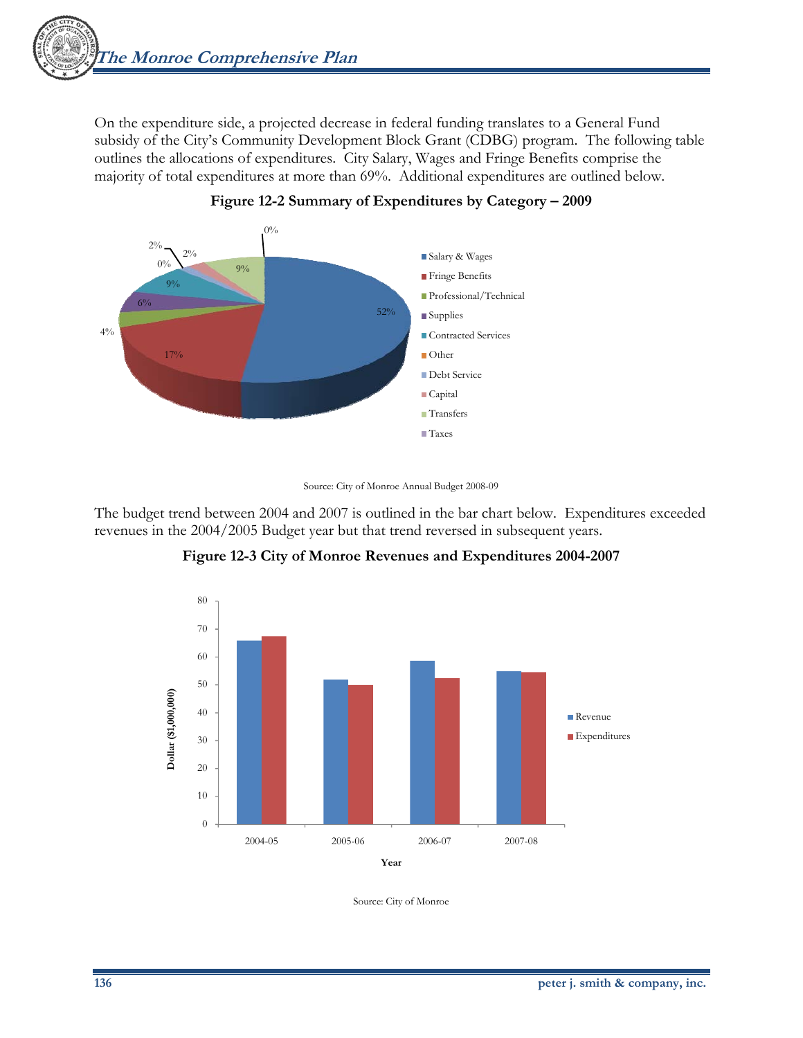On the expenditure side, a projected decrease in federal funding translates to a General Fund subsidy of the City's Community Development Block Grant (CDBG) program. The following table outlines the allocations of expenditures. City Salary, Wages and Fringe Benefits comprise the majority of total expenditures at more than 69%. Additional expenditures are outlined below.

**Figure 12-2 Summary of Expenditures by Category – 2009**

Source: City of Monroe Annual Budget 2008-09

The budget trend between 2004 and 2007 is outlined in the bar chart below. Expenditures exceeded revenues in the 2004/2005 Budget year but that trend reversed in subsequent years.

**Figure 12-3 City of Monroe Revenues and Expenditures 2004-2007**

Source: City of Monroe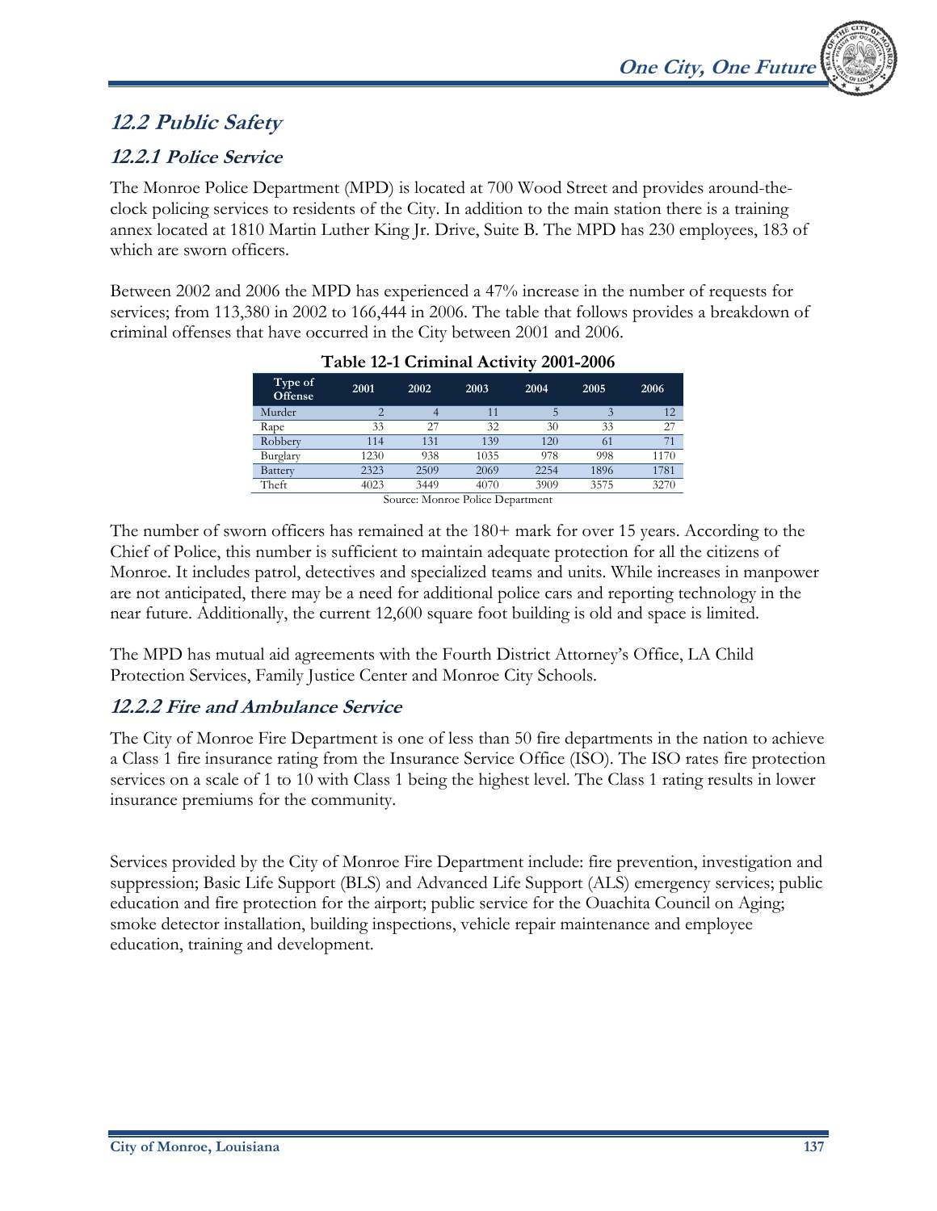## 12.2 Public Safety

### 12.2.1 Police Service

The Monroe Police Department (MPD) is located at 700 Wood Street and provides around-the-clock policing services to residents of the City. In addition to the main station there is a training annex located at 1810 Martin Luther King Jr. Drive, Suite B. The MPD has 230 employees, 183 of which are sworn officers.

Between 2002 and 2006 the MPD has experienced a 47% increase in the number of requests for services; from 113,380 in 2002 to 166,444 in 2006. The table that follows provides a breakdown of criminal offenses that have occurred in the City between 2001 and 2006.

**Table 12-1 Criminal Activity 2001-2006**

| Type of Offense | 2001 | 2002 | 2003 | 2004 | 2005 | 2006 |
|---|---|---|---|---|---|---|
| Murder | 2 | 4 | 11 | 5 | 3 | 12 |
| Rape | 33 | 27 | 32 | 30 | 33 | 27 |
| Robbery | 114 | 131 | 139 | 120 | 61 | 71 |
| Burglary | 1230 | 938 | 1035 | 978 | 998 | 1170 |
| Battery | 2323 | 2509 | 2069 | 2254 | 1896 | 1781 |
| Theft | 4023 | 3449 | 4070 | 3909 | 3575 | 3270 |

Source: Monroe Police Department

The number of sworn officers has remained at the 180+ mark for over 15 years. According to the Chief of Police, this number is sufficient to maintain adequate protection for all the citizens of Monroe. It includes patrol, detectives and specialized teams and units. While increases in manpower are not anticipated, there may be a need for additional police cars and reporting technology in the near future. Additionally, the current 12,600 square foot building is old and space is limited.

The MPD has mutual aid agreements with the Fourth District Attorney's Office, LA Child Protection Services, Family Justice Center and Monroe City Schools.

### 12.2.2 Fire and Ambulance Service

The City of Monroe Fire Department is one of less than 50 fire departments in the nation to achieve a Class 1 fire insurance rating from the Insurance Service Office (ISO). The ISO rates fire protection services on a scale of 1 to 10 with Class 1 being the highest level. The Class 1 rating results in lower insurance premiums for the community.

Services provided by the City of Monroe Fire Department include: fire prevention, investigation and suppression; Basic Life Support (BLS) and Advanced Life Support (ALS) emergency services; public education and fire protection for the airport; public service for the Ouachita Council on Aging; smoke detector installation, building inspections, vehicle repair maintenance and employee education, training and development.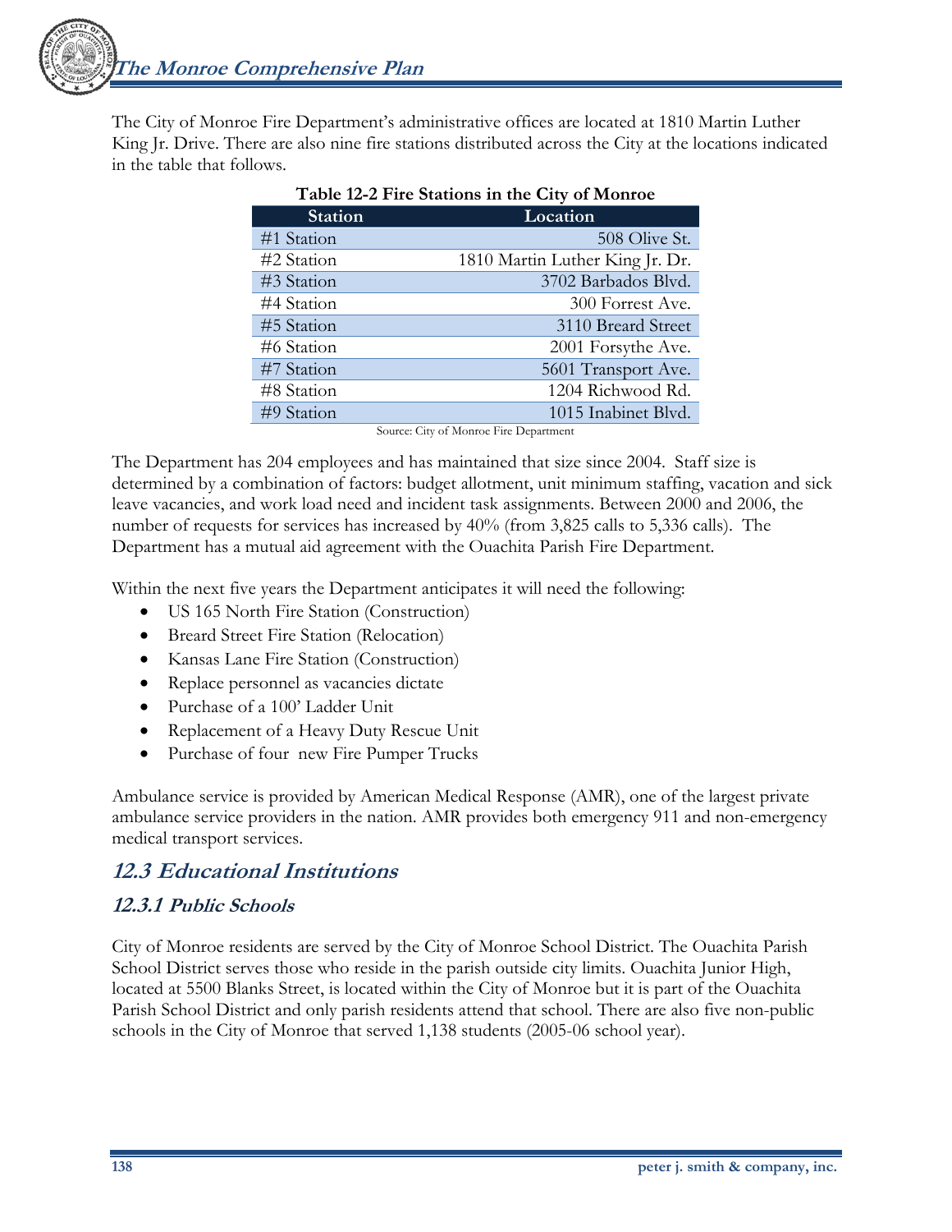The City of Monroe Fire Department's administrative offices are located at 1810 Martin Luther King Jr. Drive. There are also nine fire stations distributed across the City at the locations indicated in the table that follows.

**Table 12-2 Fire Stations in the City of Monroe**

| Station | Location |
|---|---|
| #1 Station | 508 Olive St. |
| #2 Station | 1810 Martin Luther King Jr. Dr. |
| #3 Station | 3702 Barbados Blvd. |
| #4 Station | 300 Forrest Ave. |
| #5 Station | 3110 Breard Street |
| #6 Station | 2001 Forsythe Ave. |
| #7 Station | 5601 Transport Ave. |
| #8 Station | 1204 Richwood Rd. |
| #9 Station | 1015 Inabinet Blvd. |

Source: City of Monroe Fire Department

The Department has 204 employees and has maintained that size since 2004. Staff size is determined by a combination of factors: budget allotment, unit minimum staffing, vacation and sick leave vacancies, and work load need and incident task assignments. Between 2000 and 2006, the number of requests for services has increased by 40% (from 3,825 calls to 5,336 calls). The Department has a mutual aid agreement with the Ouachita Parish Fire Department.

Within the next five years the Department anticipates it will need the following:

- US 165 North Fire Station (Construction)
- Breard Street Fire Station (Relocation)
- Kansas Lane Fire Station (Construction)
- Replace personnel as vacancies dictate
- Purchase of a 100' Ladder Unit
- Replacement of a Heavy Duty Rescue Unit
- Purchase of four new Fire Pumper Trucks

Ambulance service is provided by American Medical Response (AMR), one of the largest private ambulance service providers in the nation. AMR provides both emergency 911 and non-emergency medical transport services.

## 12.3 Educational Institutions

### 12.3.1 Public Schools

City of Monroe residents are served by the City of Monroe School District. The Ouachita Parish School District serves those who reside in the parish outside city limits. Ouachita Junior High, located at 5500 Blanks Street, is located within the City of Monroe but it is part of the Ouachita Parish School District and only parish residents attend that school. There are also five non-public schools in the City of Monroe that served 1,138 students (2005-06 school year).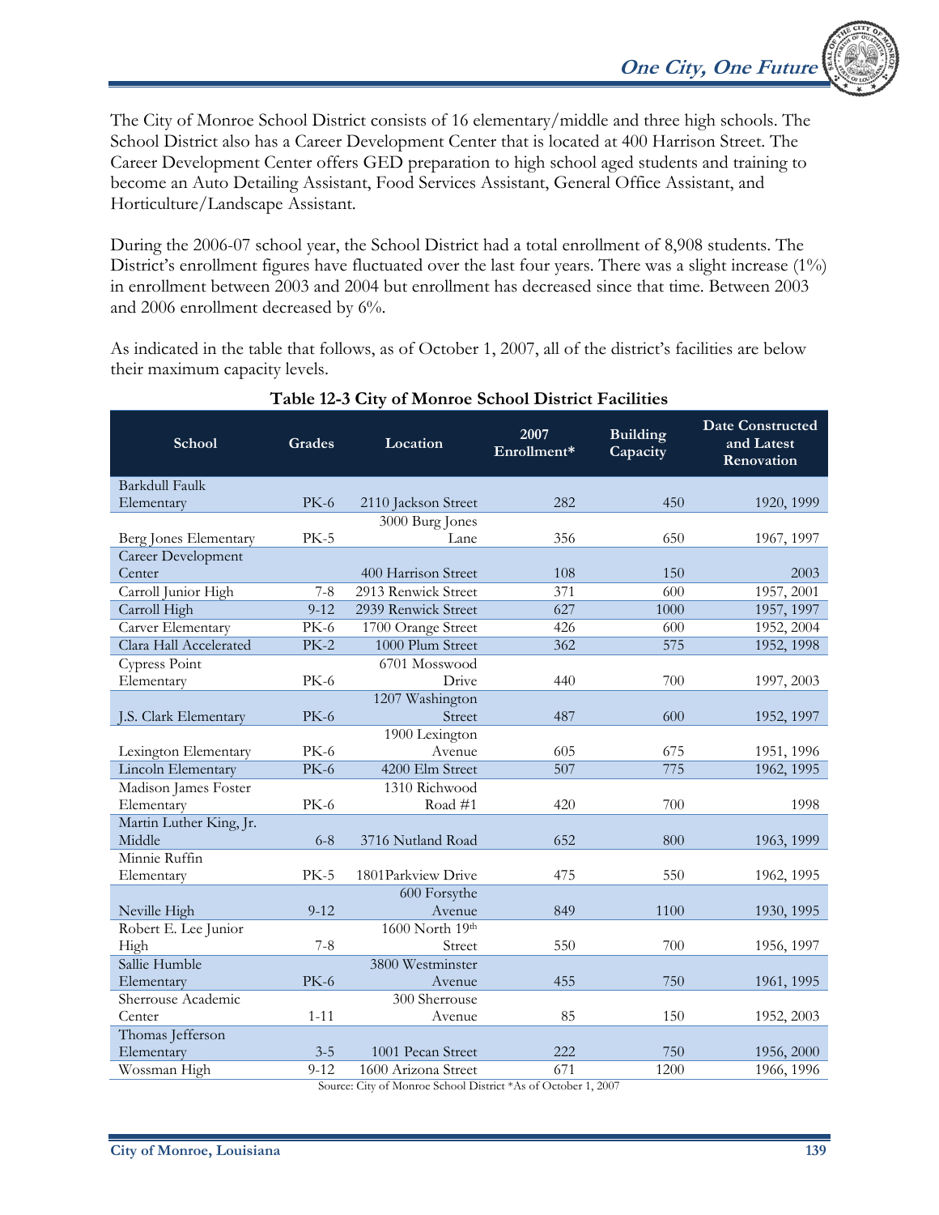The City of Monroe School District consists of 16 elementary/middle and three high schools. The School District also has a Career Development Center that is located at 400 Harrison Street. The Career Development Center offers GED preparation to high school aged students and training to become an Auto Detailing Assistant, Food Services Assistant, General Office Assistant, and Horticulture/Landscape Assistant.

During the 2006-07 school year, the School District had a total enrollment of 8,908 students. The District's enrollment figures have fluctuated over the last four years. There was a slight increase (1%) in enrollment between 2003 and 2004 but enrollment has decreased since that time. Between 2003 and 2006 enrollment decreased by 6%.

As indicated in the table that follows, as of October 1, 2007, all of the district's facilities are below their maximum capacity levels.

**Table 12-3 City of Monroe School District Facilities**

| School | Grades | Location | 2007 Enrollment* | Building Capacity | Date Constructed and Latest Renovation |
|---|---|---|---|---|---|
| Barkdull Faulk Elementary | PK-6 | 2110 Jackson Street | 282 | 450 | 1920, 1999 |
| Berg Jones Elementary | PK-5 | 3000 Burg Jones Lane | 356 | 650 | 1967, 1997 |
| Career Development Center | | 400 Harrison Street | 108 | 150 | 2003 |
| Carroll Junior High | 7-8 | 2913 Renwick Street | 371 | 600 | 1957, 2001 |
| Carroll High | 9-12 | 2939 Renwick Street | 627 | 1000 | 1957, 1997 |
| Carver Elementary | PK-6 | 1700 Orange Street | 426 | 600 | 1952, 2004 |
| Clara Hall Accelerated | PK-2 | 1000 Plum Street | 362 | 575 | 1952, 1998 |
| Cypress Point Elementary | PK-6 | 6701 Mosswood Drive | 440 | 700 | 1997, 2003 |
| J.S. Clark Elementary | PK-6 | 1207 Washington Street | 487 | 600 | 1952, 1997 |
| Lexington Elementary | PK-6 | 1900 Lexington Avenue | 605 | 675 | 1951, 1996 |
| Lincoln Elementary | PK-6 | 4200 Elm Street | 507 | 775 | 1962, 1995 |
| Madison James Foster Elementary | PK-6 | 1310 Richwood Road #1 | 420 | 700 | 1998 |
| Martin Luther King, Jr. Middle | 6-8 | 3716 Nutland Road | 652 | 800 | 1963, 1999 |
| Minnie Ruffin Elementary | PK-5 | 1801Parkview Drive | 475 | 550 | 1962, 1995 |
| Neville High | 9-12 | 600 Forsythe Avenue | 849 | 1100 | 1930, 1995 |
| Robert E. Lee Junior High | 7-8 | 1600 North 19th Street | 550 | 700 | 1956, 1997 |
| Sallie Humble Elementary | PK-6 | 3800 Westminster Avenue | 455 | 750 | 1961, 1995 |
| Sherrouse Academic Center | 1-11 | 300 Sherrouse Avenue | 85 | 150 | 1952, 2003 |
| Thomas Jefferson Elementary | 3-5 | 1001 Pecan Street | 222 | 750 | 1956, 2000 |
| Wossman High | 9-12 | 1600 Arizona Street | 671 | 1200 | 1966, 1996 |

Source: City of Monroe School District *As of October 1, 2007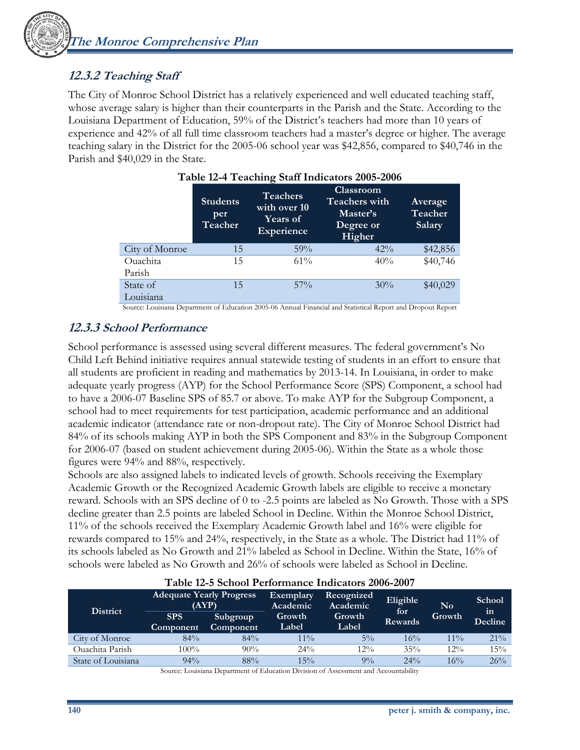## 12.3.2 Teaching Staff

The City of Monroe School District has a relatively experienced and well educated teaching staff, whose average salary is higher than their counterparts in the Parish and the State. According to the Louisiana Department of Education, 59% of the District's teachers had more than 10 years of experience and 42% of all full time classroom teachers had a master's degree or higher. The average teaching salary in the District for the 2005-06 school year was $42,856, compared to $40,746 in the Parish and $40,029 in the State.

**Table 12-4 Teaching Staff Indicators 2005-2006**

| | Students per Teacher | Teachers with over 10 Years of Experience | Classroom Teachers with Master's Degree or Higher | Average Teacher Salary |
|---|---|---|---|---|
| City of Monroe | 15 | 59% | 42% | $42,856 |
| Ouachita Parish | 15 | 61% | 40% | $40,746 |
| State of Louisiana | 15 | 57% | 30% | $40,029 |

Source: Louisiana Department of Education 2005-06 Annual Financial and Statistical Report and Dropout Report

## 12.3.3 School Performance

School performance is assessed using several different measures. The federal government's No Child Left Behind initiative requires annual statewide testing of students in an effort to ensure that all students are proficient in reading and mathematics by 2013-14. In Louisiana, in order to make adequate yearly progress (AYP) for the School Performance Score (SPS) Component, a school had to have a 2006-07 Baseline SPS of 85.7 or above. To make AYP for the Subgroup Component, a school had to meet requirements for test participation, academic performance and an additional academic indicator (attendance rate or non-dropout rate). The City of Monroe School District had 84% of its schools making AYP in both the SPS Component and 83% in the Subgroup Component for 2006-07 (based on student achievement during 2005-06). Within the State as a whole those figures were 94% and 88%, respectively.

Schools are also assigned labels to indicated levels of growth. Schools receiving the Exemplary Academic Growth or the Recognized Academic Growth labels are eligible to receive a monetary reward. Schools with an SPS decline of 0 to -2.5 points are labeled as No Growth. Those with a SPS decline greater than 2.5 points are labeled School in Decline. Within the Monroe School District, 11% of the schools received the Exemplary Academic Growth label and 16% were eligible for rewards compared to 15% and 24%, respectively, in the State as a whole. The District had 11% of its schools labeled as No Growth and 21% labeled as School in Decline. Within the State, 16% of schools were labeled as No Growth and 26% of schools were labeled as School in Decline.

**Table 12-5 School Performance Indicators 2006-2007**

| District | Adequate Yearly Progress (AYP) | | Exemplary Academic Growth Label | Recognized Academic Growth Label | Eligible for Rewards | No Growth | School in Decline |
|---|---|---|---|---|---|---|---|
| | SPS Component | Subgroup Component | | | | | |
| City of Monroe | 84% | 84% | 11% | 5% | 16% | 11% | 21% |
| Ouachita Parish | 100% | 90% | 24% | 12% | 35% | 12% | 15% |
| State of Louisiana | 94% | 88% | 15% | 9% | 24% | 16% | 26% |

Source: Louisiana Department of Education Division of Assessment and Accountability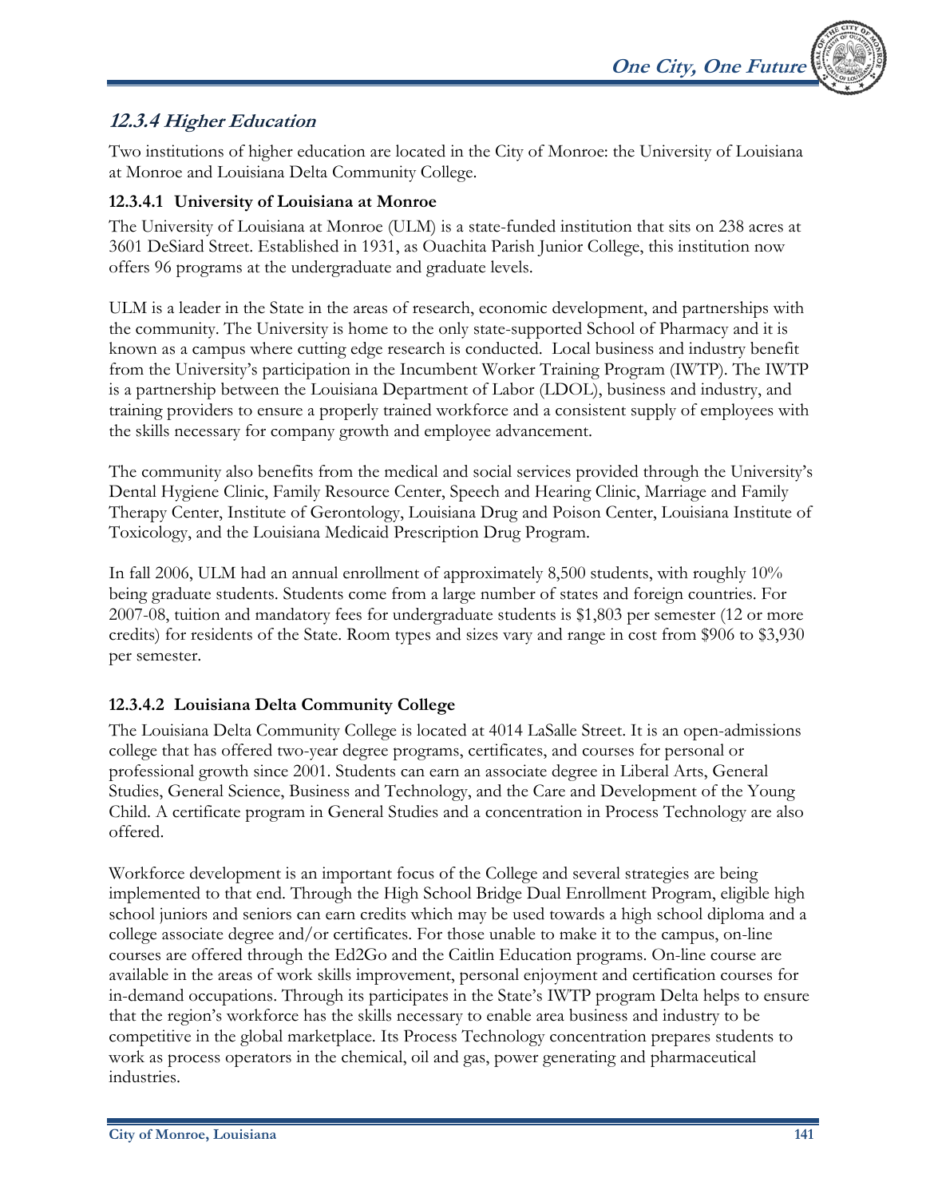### 12.3.4 Higher Education

Two institutions of higher education are located in the City of Monroe: the University of Louisiana at Monroe and Louisiana Delta Community College.

#### 12.3.4.1 University of Louisiana at Monroe

The University of Louisiana at Monroe (ULM) is a state-funded institution that sits on 238 acres at 3601 DeSiard Street. Established in 1931, as Ouachita Parish Junior College, this institution now offers 96 programs at the undergraduate and graduate levels.

ULM is a leader in the State in the areas of research, economic development, and partnerships with the community. The University is home to the only state-supported School of Pharmacy and it is known as a campus where cutting edge research is conducted. Local business and industry benefit from the University's participation in the Incumbent Worker Training Program (IWTP). The IWTP is a partnership between the Louisiana Department of Labor (LDOL), business and industry, and training providers to ensure a properly trained workforce and a consistent supply of employees with the skills necessary for company growth and employee advancement.

The community also benefits from the medical and social services provided through the University's Dental Hygiene Clinic, Family Resource Center, Speech and Hearing Clinic, Marriage and Family Therapy Center, Institute of Gerontology, Louisiana Drug and Poison Center, Louisiana Institute of Toxicology, and the Louisiana Medicaid Prescription Drug Program.

In fall 2006, ULM had an annual enrollment of approximately 8,500 students, with roughly 10% being graduate students. Students come from a large number of states and foreign countries. For 2007-08, tuition and mandatory fees for undergraduate students is $1,803 per semester (12 or more credits) for residents of the State. Room types and sizes vary and range in cost from $906 to $3,930 per semester.

#### 12.3.4.2 Louisiana Delta Community College

The Louisiana Delta Community College is located at 4014 LaSalle Street. It is an open-admissions college that has offered two-year degree programs, certificates, and courses for personal or professional growth since 2001. Students can earn an associate degree in Liberal Arts, General Studies, General Science, Business and Technology, and the Care and Development of the Young Child. A certificate program in General Studies and a concentration in Process Technology are also offered.

Workforce development is an important focus of the College and several strategies are being implemented to that end. Through the High School Bridge Dual Enrollment Program, eligible high school juniors and seniors can earn credits which may be used towards a high school diploma and a college associate degree and/or certificates. For those unable to make it to the campus, on-line courses are offered through the Ed2Go and the Caitlin Education programs. On-line course are available in the areas of work skills improvement, personal enjoyment and certification courses for in-demand occupations. Through its participates in the State's IWTP program Delta helps to ensure that the region's workforce has the skills necessary to enable area business and industry to be competitive in the global marketplace. Its Process Technology concentration prepares students to work as process operators in the chemical, oil and gas, power generating and pharmaceutical industries.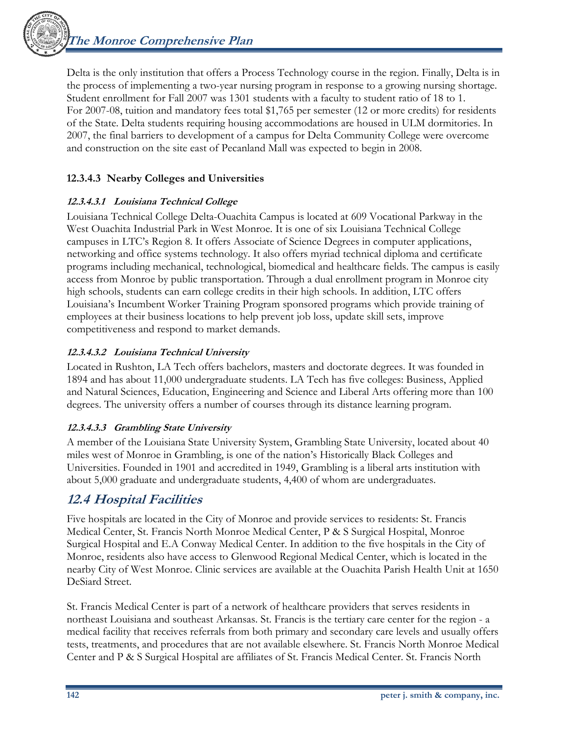Delta is the only institution that offers a Process Technology course in the region. Finally, Delta is in the process of implementing a two-year nursing program in response to a growing nursing shortage. Student enrollment for Fall 2007 was 1301 students with a faculty to student ratio of 18 to 1. For 2007-08, tuition and mandatory fees total $1,765 per semester (12 or more credits) for residents of the State. Delta students requiring housing accommodations are housed in ULM dormitories. In 2007, the final barriers to development of a campus for Delta Community College were overcome and construction on the site east of Pecanland Mall was expected to begin in 2008.

### 12.3.4.3 Nearby Colleges and Universities

#### *12.3.4.3.1 Louisiana Technical College*

Louisiana Technical College Delta-Ouachita Campus is located at 609 Vocational Parkway in the West Ouachita Industrial Park in West Monroe. It is one of six Louisiana Technical College campuses in LTC's Region 8. It offers Associate of Science Degrees in computer applications, networking and office systems technology. It also offers myriad technical diploma and certificate programs including mechanical, technological, biomedical and healthcare fields. The campus is easily access from Monroe by public transportation. Through a dual enrollment program in Monroe city high schools, students can earn college credits in their high schools. In addition, LTC offers Louisiana's Incumbent Worker Training Program sponsored programs which provide training of employees at their business locations to help prevent job loss, update skill sets, improve competitiveness and respond to market demands.

#### *12.3.4.3.2 Louisiana Technical University*

Located in Rushton, LA Tech offers bachelors, masters and doctorate degrees. It was founded in 1894 and has about 11,000 undergraduate students. LA Tech has five colleges: Business, Applied and Natural Sciences, Education, Engineering and Science and Liberal Arts offering more than 100 degrees. The university offers a number of courses through its distance learning program.

#### *12.3.4.3.3 Grambling State University*

A member of the Louisiana State University System, Grambling State University, located about 40 miles west of Monroe in Grambling, is one of the nation's Historically Black Colleges and Universities. Founded in 1901 and accredited in 1949, Grambling is a liberal arts institution with about 5,000 graduate and undergraduate students, 4,400 of whom are undergraduates.

## *12.4 Hospital Facilities*

Five hospitals are located in the City of Monroe and provide services to residents: St. Francis Medical Center, St. Francis North Monroe Medical Center, P & S Surgical Hospital, Monroe Surgical Hospital and E.A Conway Medical Center. In addition to the five hospitals in the City of Monroe, residents also have access to Glenwood Regional Medical Center, which is located in the nearby City of West Monroe. Clinic services are available at the Ouachita Parish Health Unit at 1650 DeSiard Street.

St. Francis Medical Center is part of a network of healthcare providers that serves residents in northeast Louisiana and southeast Arkansas. St. Francis is the tertiary care center for the region - a medical facility that receives referrals from both primary and secondary care levels and usually offers tests, treatments, and procedures that are not available elsewhere. St. Francis North Monroe Medical Center and P & S Surgical Hospital are affiliates of St. Francis Medical Center. St. Francis North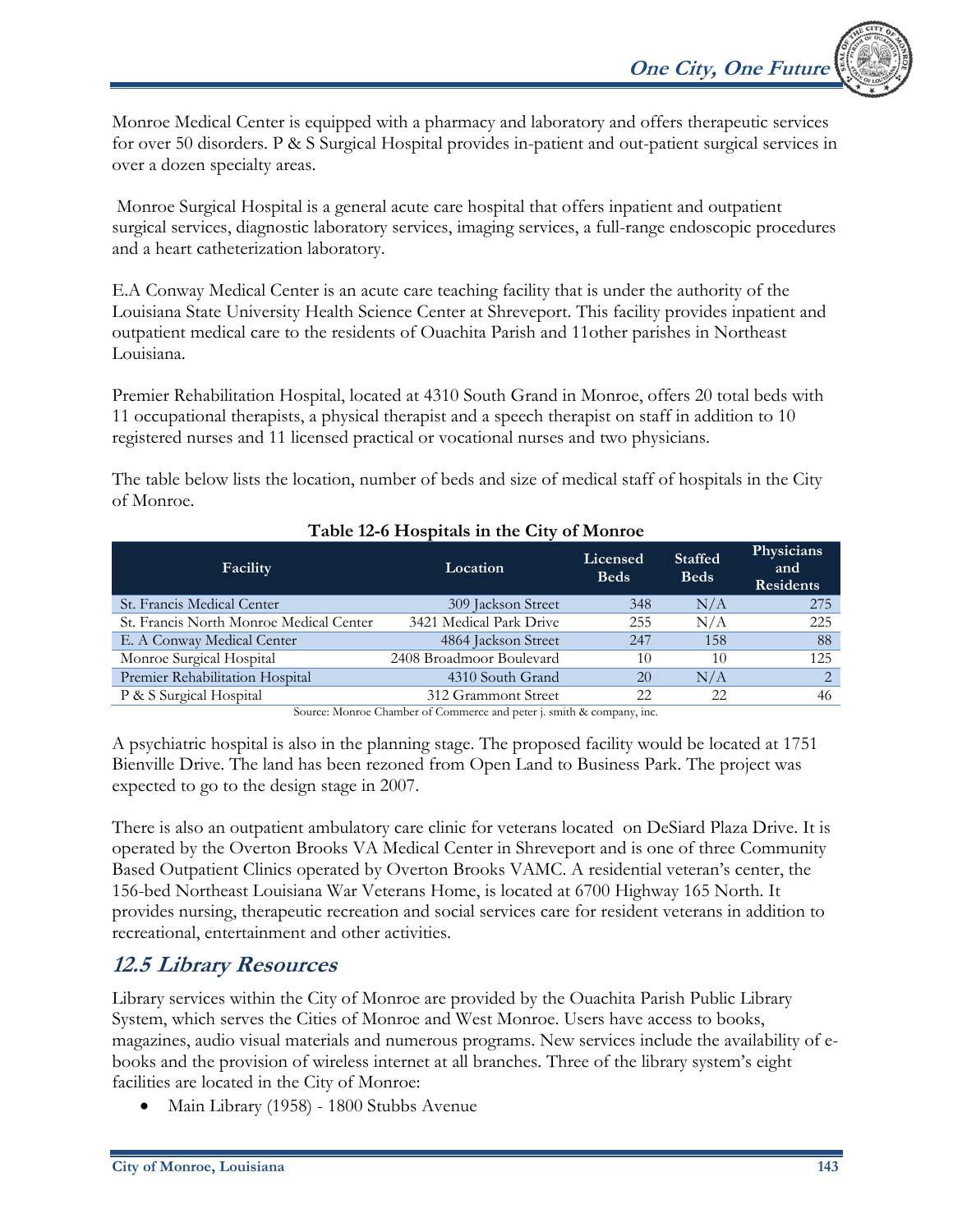Monroe Medical Center is equipped with a pharmacy and laboratory and offers therapeutic services for over 50 disorders. P & S Surgical Hospital provides in-patient and out-patient surgical services in over a dozen specialty areas.

Monroe Surgical Hospital is a general acute care hospital that offers inpatient and outpatient surgical services, diagnostic laboratory services, imaging services, a full-range endoscopic procedures and a heart catheterization laboratory.

E.A Conway Medical Center is an acute care teaching facility that is under the authority of the Louisiana State University Health Science Center at Shreveport. This facility provides inpatient and outpatient medical care to the residents of Ouachita Parish and 11other parishes in Northeast Louisiana.

Premier Rehabilitation Hospital, located at 4310 South Grand in Monroe, offers 20 total beds with 11 occupational therapists, a physical therapist and a speech therapist on staff in addition to 10 registered nurses and 11 licensed practical or vocational nurses and two physicians.

The table below lists the location, number of beds and size of medical staff of hospitals in the City of Monroe.

**Table 12-6 Hospitals in the City of Monroe**

| Facility | Location | Licensed Beds | Staffed Beds | Physicians and Residents |
|---|---|---|---|---|
| St. Francis Medical Center | 309 Jackson Street | 348 | N/A | 275 |
| St. Francis North Monroe Medical Center | 3421 Medical Park Drive | 255 | N/A | 225 |
| E. A Conway Medical Center | 4864 Jackson Street | 247 | 158 | 88 |
| Monroe Surgical Hospital | 2408 Broadmoor Boulevard | 10 | 10 | 125 |
| Premier Rehabilitation Hospital | 4310 South Grand | 20 | N/A | 2 |
| P & S Surgical Hospital | 312 Grammont Street | 22 | 22 | 46 |

Source: Monroe Chamber of Commerce and peter j. smith & company, inc.

A psychiatric hospital is also in the planning stage. The proposed facility would be located at 1751 Bienville Drive. The land has been rezoned from Open Land to Business Park. The project was expected to go to the design stage in 2007.

There is also an outpatient ambulatory care clinic for veterans located on DeSiard Plaza Drive. It is operated by the Overton Brooks VA Medical Center in Shreveport and is one of three Community Based Outpatient Clinics operated by Overton Brooks VAMC. A residential veteran's center, the 156-bed Northeast Louisiana War Veterans Home, is located at 6700 Highway 165 North. It provides nursing, therapeutic recreation and social services care for resident veterans in addition to recreational, entertainment and other activities.

## *12.5 Library Resources*

Library services within the City of Monroe are provided by the Ouachita Parish Public Library System, which serves the Cities of Monroe and West Monroe. Users have access to books, magazines, audio visual materials and numerous programs. New services include the availability of e-books and the provision of wireless internet at all branches. Three of the library system's eight facilities are located in the City of Monroe:

- Main Library (1958) - 1800 Stubbs Avenue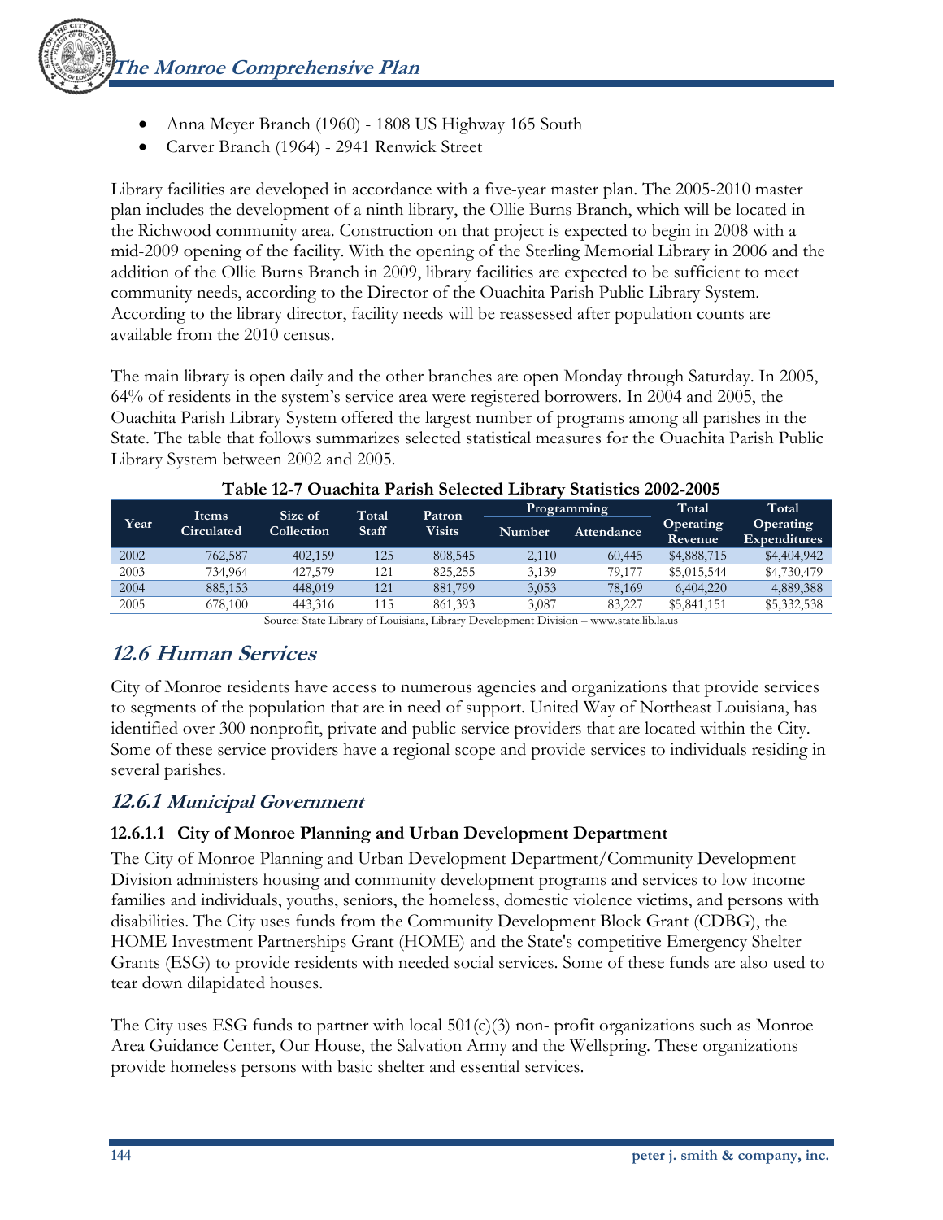- Anna Meyer Branch (1960) - 1808 US Highway 165 South
- Carver Branch (1964) - 2941 Renwick Street

Library facilities are developed in accordance with a five-year master plan. The 2005-2010 master plan includes the development of a ninth library, the Ollie Burns Branch, which will be located in the Richwood community area. Construction on that project is expected to begin in 2008 with a mid-2009 opening of the facility. With the opening of the Sterling Memorial Library in 2006 and the addition of the Ollie Burns Branch in 2009, library facilities are expected to be sufficient to meet community needs, according to the Director of the Ouachita Parish Public Library System. According to the library director, facility needs will be reassessed after population counts are available from the 2010 census.

The main library is open daily and the other branches are open Monday through Saturday. In 2005, 64% of residents in the system's service area were registered borrowers. In 2004 and 2005, the Ouachita Parish Library System offered the largest number of programs among all parishes in the State. The table that follows summarizes selected statistical measures for the Ouachita Parish Public Library System between 2002 and 2005.

**Table 12-7 Ouachita Parish Selected Library Statistics 2002-2005**

| Year | Items Circulated | Size of Collection | Total Staff | Patron Visits | Programming | | Total Operating Revenue | Total Operating Expenditures |
|---|---|---|---|---|---|---|---|---|
| | | | | | Number | Attendance | | |
| 2002 | 762,587 | 402,159 | 125 | 808,545 | 2,110 | 60,445 | $4,888,715 | $4,404,942 |
| 2003 | 734,964 | 427,579 | 121 | 825,255 | 3,139 | 79,177 | $5,015,544 | $4,730,479 |
| 2004 | 885,153 | 448,019 | 121 | 881,799 | 3,053 | 78,169 | 6,404,220 | 4,889,388 |
| 2005 | 678,100 | 443,316 | 115 | 861,393 | 3,087 | 83,227 | $5,841,151 | $5,332,538 |

Source: State Library of Louisiana, Library Development Division – www.state.lib.la.us

## 12.6 Human Services

City of Monroe residents have access to numerous agencies and organizations that provide services to segments of the population that are in need of support. United Way of Northeast Louisiana, has identified over 300 nonprofit, private and public service providers that are located within the City. Some of these service providers have a regional scope and provide services to individuals residing in several parishes.

### 12.6.1 Municipal Government

#### 12.6.1.1 City of Monroe Planning and Urban Development Department

The City of Monroe Planning and Urban Development Department/Community Development Division administers housing and community development programs and services to low income families and individuals, youths, seniors, the homeless, domestic violence victims, and persons with disabilities. The City uses funds from the Community Development Block Grant (CDBG), the HOME Investment Partnerships Grant (HOME) and the State's competitive Emergency Shelter Grants (ESG) to provide residents with needed social services. Some of these funds are also used to tear down dilapidated houses.

The City uses ESG funds to partner with local 501(c)(3) non- profit organizations such as Monroe Area Guidance Center, Our House, the Salvation Army and the Wellspring. These organizations provide homeless persons with basic shelter and essential services.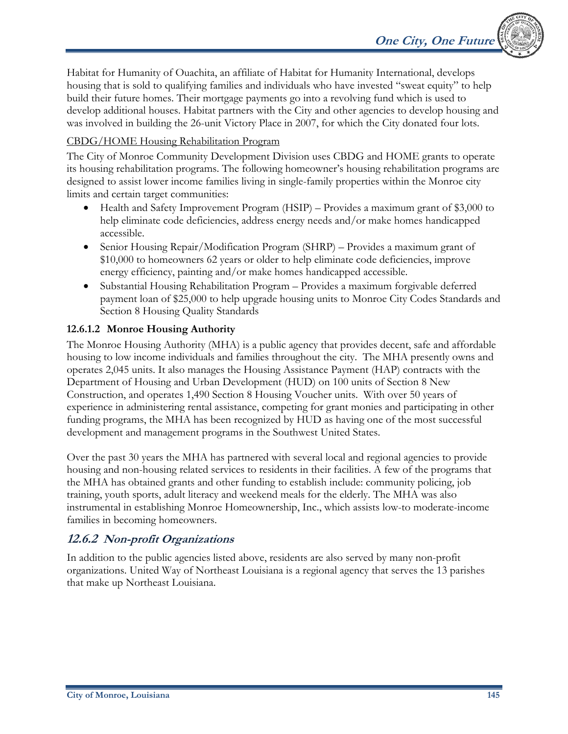Habitat for Humanity of Ouachita, an affiliate of Habitat for Humanity International, develops housing that is sold to qualifying families and individuals who have invested "sweat equity" to help build their future homes. Their mortgage payments go into a revolving fund which is used to develop additional houses. Habitat partners with the City and other agencies to develop housing and was involved in building the 26-unit Victory Place in 2007, for which the City donated four lots.

CBDG/HOME Housing Rehabilitation Program

The City of Monroe Community Development Division uses CBDG and HOME grants to operate its housing rehabilitation programs. The following homeowner's housing rehabilitation programs are designed to assist lower income families living in single-family properties within the Monroe city limits and certain target communities:

- Health and Safety Improvement Program (HSIP) – Provides a maximum grant of $3,000 to help eliminate code deficiencies, address energy needs and/or make homes handicapped accessible.
- Senior Housing Repair/Modification Program (SHRP) – Provides a maximum grant of $10,000 to homeowners 62 years or older to help eliminate code deficiencies, improve energy efficiency, painting and/or make homes handicapped accessible.
- Substantial Housing Rehabilitation Program – Provides a maximum forgivable deferred payment loan of $25,000 to help upgrade housing units to Monroe City Codes Standards and Section 8 Housing Quality Standards

#### 12.6.1.2 Monroe Housing Authority

The Monroe Housing Authority (MHA) is a public agency that provides decent, safe and affordable housing to low income individuals and families throughout the city. The MHA presently owns and operates 2,045 units. It also manages the Housing Assistance Payment (HAP) contracts with the Department of Housing and Urban Development (HUD) on 100 units of Section 8 New Construction, and operates 1,490 Section 8 Housing Voucher units. With over 50 years of experience in administering rental assistance, competing for grant monies and participating in other funding programs, the MHA has been recognized by HUD as having one of the most successful development and management programs in the Southwest United States.

Over the past 30 years the MHA has partnered with several local and regional agencies to provide housing and non-housing related services to residents in their facilities. A few of the programs that the MHA has obtained grants and other funding to establish include: community policing, job training, youth sports, adult literacy and weekend meals for the elderly. The MHA was also instrumental in establishing Monroe Homeownership, Inc., which assists low-to moderate-income families in becoming homeowners.

### *12.6.2 Non-profit Organizations*

In addition to the public agencies listed above, residents are also served by many non-profit organizations. United Way of Northeast Louisiana is a regional agency that serves the 13 parishes that make up Northeast Louisiana.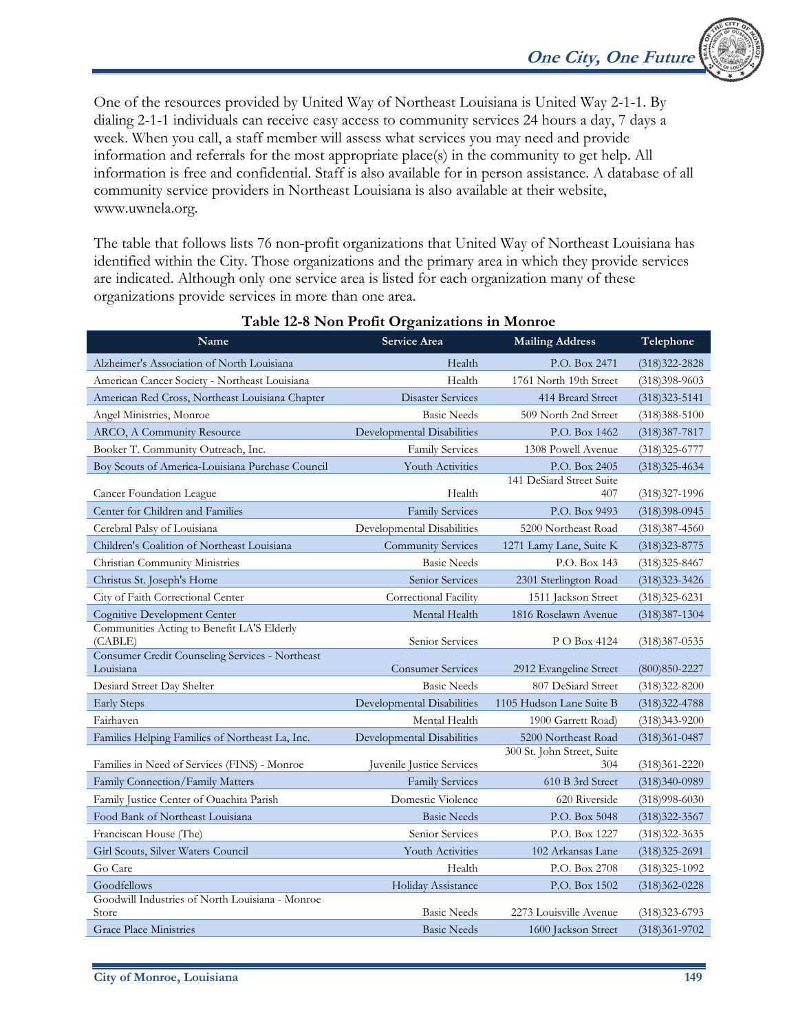One of the resources provided by United Way of Northeast Louisiana is United Way 2-1-1. By dialing 2-1-1 individuals can receive easy access to community services 24 hours a day, 7 days a week. When you call, a staff member will assess what services you may need and provide information and referrals for the most appropriate place(s) in the community to get help. All information is free and confidential. Staff is also available for in person assistance. A database of all community service providers in Northeast Louisiana is also available at their website, www.uwnela.org.

The table that follows lists 76 non-profit organizations that United Way of Northeast Louisiana has identified within the City. Those organizations and the primary area in which they provide services are indicated. Although only one service area is listed for each organization many of these organizations provide services in more than one area.

**Table 12-8 Non Profit Organizations in Monroe**

| Name | Service Area | Mailing Address | Telephone |
|---|---|---|---|
| Alzheimer's Association of North Louisiana | Health | P.O. Box 2471 | (318)322-2828 |
| American Cancer Society - Northeast Louisiana | Health | 1761 North 19th Street | (318)398-9603 |
| American Red Cross, Northeast Louisiana Chapter | Disaster Services | 414 Breard Street | (318)323-5141 |
| Angel Ministries, Monroe | Basic Needs | 509 North 2nd Street | (318)388-5100 |
| ARCO, A Community Resource | Developmental Disabilities | P.O. Box 1462 | (318)387-7817 |
| Booker T. Community Outreach, Inc. | Family Services | 1308 Powell Avenue | (318)325-6777 |
| Boy Scouts of America-Louisiana Purchase Council | Youth Activities | P.O. Box 2405 | (318)325-4634 |
| Cancer Foundation League | Health | 141 DeSiard Street Suite 407 | (318)327-1996 |
| Center for Children and Families | Family Services | P.O. Box 9493 | (318)398-0945 |
| Cerebral Palsy of Louisiana | Developmental Disabilities | 5200 Northeast Road | (318)387-4560 |
| Children's Coalition of Northeast Louisiana | Community Services | 1271 Lamy Lane, Suite K | (318)323-8775 |
| Christian Community Ministries | Basic Needs | P.O. Box 143 | (318)325-8467 |
| Christus St. Joseph's Home | Senior Services | 2301 Sterlington Road | (318)323-3426 |
| City of Faith Correctional Center | Correctional Facility | 1511 Jackson Street | (318)325-6231 |
| Cognitive Development Center | Mental Health | 1816 Roselawn Avenue | (318)387-1304 |
| Communities Acting to Benefit LA'S Elderly (CABLE) | Senior Services | P O Box 4124 | (318)387-0535 |
| Consumer Credit Counseling Services - Northeast Louisiana | Consumer Services | 2912 Evangeline Street | (800)850-2227 |
| Desiard Street Day Shelter | Basic Needs | 807 DeSiard Street | (318)322-8200 |
| Early Steps | Developmental Disabilities | 1105 Hudson Lane Suite B | (318)322-4788 |
| Fairhaven | Mental Health | 1900 Garrett Road) | (318)343-9200 |
| Families Helping Families of Northeast La, Inc. | Developmental Disabilities | 5200 Northeast Road | (318)361-0487 |
| Families in Need of Services (FINS) - Monroe | Juvenile Justice Services | 300 St. John Street, Suite 304 | (318)361-2220 |
| Family Connection/Family Matters | Family Services | 610 B 3rd Street | (318)340-0989 |
| Family Justice Center of Ouachita Parish | Domestic Violence | 620 Riverside | (318)998-6030 |
| Food Bank of Northeast Louisiana | Basic Needs | P.O. Box 5048 | (318)322-3567 |
| Franciscan House (The) | Senior Services | P.O. Box 1227 | (318)322-3635 |
| Girl Scouts, Silver Waters Council | Youth Activities | 102 Arkansas Lane | (318)325-2691 |
| Go Care | Health | P.O. Box 2708 | (318)325-1092 |
| Goodfellows | Holiday Assistance | P.O. Box 1502 | (318)362-0228 |
| Goodwill Industries of North Louisiana - Monroe Store | Basic Needs | 2273 Louisville Avenue | (318)323-6793 |
| Grace Place Ministries | Basic Needs | 1600 Jackson Street | (318)361-9702 |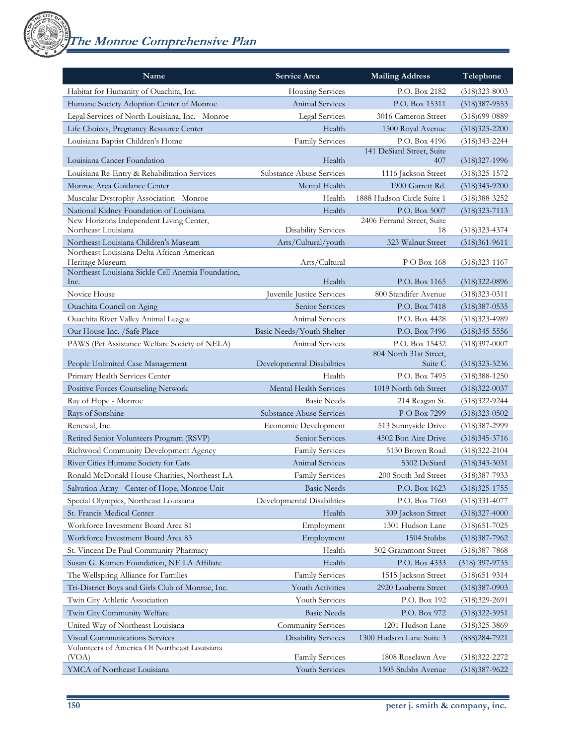| Name | Service Area | Mailing Address | Telephone |
|---|---|---|---|
| Habitat for Humanity of Ouachita, Inc. | Housing Services | P.O. Box 2182 | (318)323-8003 |
| Humane Society Adoption Center of Monroe | Animal Services | P.O. Box 15311 | (318)387-9553 |
| Legal Services of North Louisiana, Inc. - Monroe | Legal Services | 3016 Cameron Street | (318)699-0889 |
| Life Choices, Pregnancy Resource Center | Health | 1500 Royal Avenue | (318)323-2200 |
| Louisiana Baptist Children's Home | Family Services | P.O. Box 4196 | (318)343-2244 |
| Louisiana Cancer Foundation | Health | 141 DeSiard Street, Suite 407 | (318)327-1996 |
| Louisiana Re-Entry & Rehabilitation Services | Substance Abuse Services | 1116 Jackson Street | (318)325-1572 |
| Monroe Area Guidance Center | Mental Health | 1900 Garrett Rd. | (318)343-9200 |
| Muscular Dystrophy Association - Monroe | Health | 1888 Hudson Circle Suite 1 | (318)388-3252 |
| National Kidney Foundation of Louisiana | Health | P.O. Box 5007 | (318)323-7113 |
| New Horizons Independent Living Center, Northeast Louisiana | Disability Services | 2406 Ferrand Street, Suite 18 | (318)323-4374 |
| Northeast Louisiana Children's Museum | Arts/Cultural/youth | 323 Walnut Street | (318)361-9611 |
| Northeast Louisiana Delta African American Heritage Museum | Arts/Cultural | P O Box 168 | (318)323-1167 |
| Northeast Louisiana Sickle Cell Anemia Foundation, Inc. | Health | P.O. Box 1165 | (318)322-0896 |
| Novice House | Juvenile Justice Services | 800 Standifer Avenue | (318)323-0311 |
| Ouachita Council on Aging | Senior Services | P.O. Box 7418 | (318)387-0535 |
| Ouachita River Valley Animal League | Animal Services | P.O. Box 4428 | (318)323-4989 |
| Our House Inc. /Safe Place | Basic Needs/Youth Shelter | P.O. Box 7496 | (318)345-5556 |
| PAWS (Pet Assistance Welfare Society of NELA) | Animal Services | P.O. Box 15432 | (318)397-0007 |
| People Unlimited Case Management | Developmental Disabilities | 804 North 31st Street, Suite C | (318)323-3236 |
| Primary Health Services Center | Health | P.O. Box 7495 | (318)388-1250 |
| Positive Forces Counseling Network | Mental Health Services | 1019 North 6th Street | (318)322-0037 |
| Ray of Hope - Monroe | Basic Needs | 214 Reagan St. | (318)322-9244 |
| Rays of Sonshine | Substance Abuse Services | P O Box 7299 | (318)323-0502 |
| Renewal, Inc. | Economic Development | 513 Sunnyside Drive | (318)387-2999 |
| Retired Senior Volunteers Program (RSVP) | Senior Services | 4502 Bon Aire Drive | (318)345-3716 |
| Richwood Community Development Agency | Family Services | 5130 Brown Road | (318)322-2104 |
| River Cities Humane Society for Cats | Animal Services | 5302 DeSiard | (318)343-3031 |
| Ronald McDonald House Charities, Northeast LA | Family Services | 200 South 3rd Street | (318)387-7933 |
| Salvation Army - Center of Hope, Monroe Unit | Basic Needs | P.O. Box 1623 | (318)325-1755 |
| Special Olympics, Northeast Louisiana | Developmental Disabilities | P.O. Box 7160 | (318)331-4077 |
| St. Francis Medical Center | Health | 309 Jackson Street | (318)327-4000 |
| Workforce Investment Board Area 81 | Employment | 1301 Hudson Lane | (318)651-7025 |
| Workforce Investment Board Area 83 | Employment | 1504 Stubbs | (318)387-7962 |
| St. Vincent De Paul Community Pharmacy | Health | 502 Grammont Street | (318)387-7868 |
| Susan G. Komen Foundation, NE LA Affiliate | Health | P.O. Box 4333 | (318) 397-9735 |
| The Wellspring Alliance for Families | Family Services | 1515 Jackson Street | (318)651-9314 |
| Tri-District Boys and Girls Club of Monroe, Inc. | Youth Activities | 2920 Louberta Street | (318)387-0903 |
| Twin City Athletic Association | Youth Services | P.O. Box 192 | (318)329-2691 |
| Twin City Community Welfare | Basic Needs | P.O. Box 972 | (318)322-3951 |
| United Way of Northeast Louisiana | Community Services | 1201 Hudson Lane | (318)325-3869 |
| Visual Communications Services | Disability Services | 1300 Hudson Lane Suite 3 | (888)284-7921 |
| Volunteers of America Of Northeast Louisiana (VOA) | Family Services | 1808 Roselawn Ave | (318)322-2272 |
| YMCA of Northeast Louisiana | Youth Services | 1505 Stubbs Avenue | (318)387-9622 |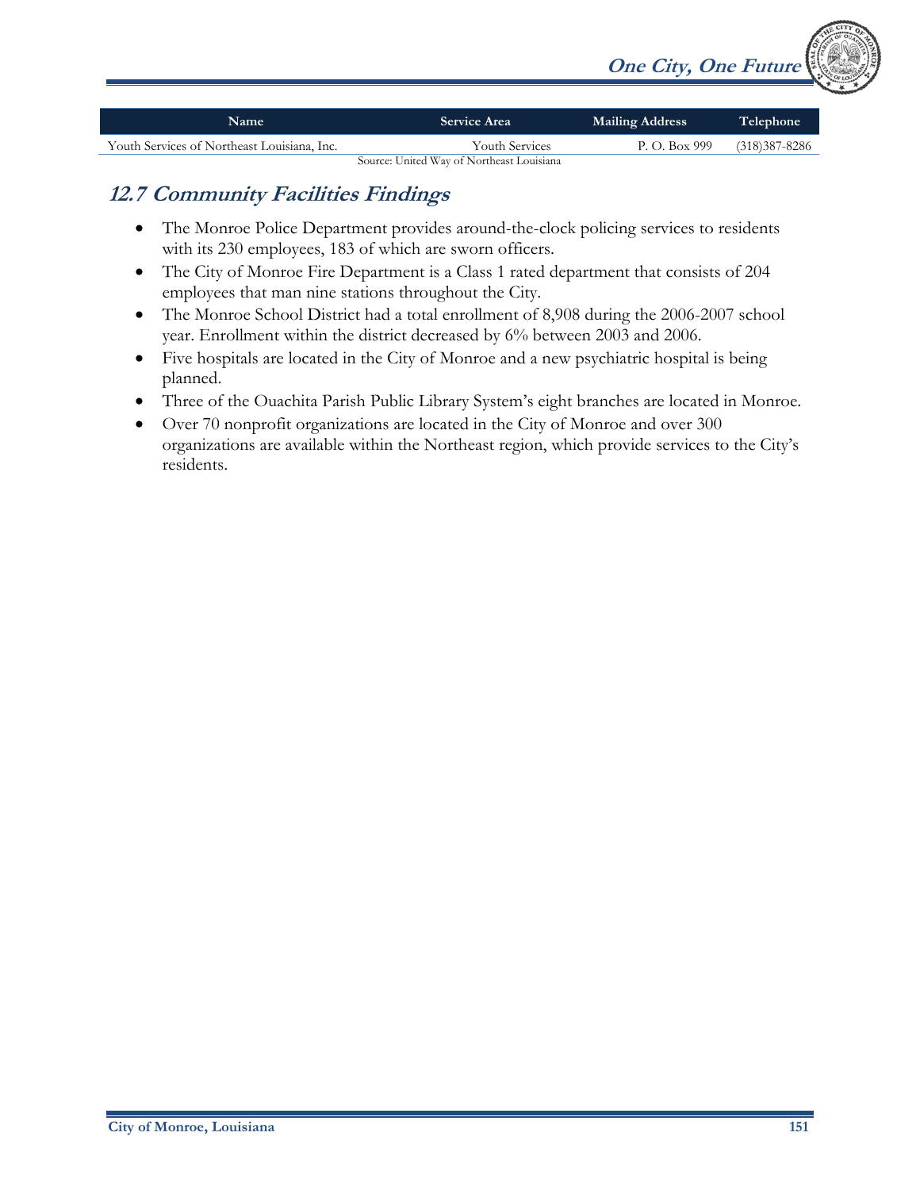| Name | Service Area | Mailing Address | Telephone |
| --- | --- | --- | --- |
| Youth Services of Northeast Louisiana, Inc. | Youth Services | P. O. Box 999 | (318)387-8286 |

Source: United Way of Northeast Louisiana

## 12.7 Community Facilities Findings

- The Monroe Police Department provides around-the-clock policing services to residents with its 230 employees, 183 of which are sworn officers.
- The City of Monroe Fire Department is a Class 1 rated department that consists of 204 employees that man nine stations throughout the City.
- The Monroe School District had a total enrollment of 8,908 during the 2006-2007 school year. Enrollment within the district decreased by 6% between 2003 and 2006.
- Five hospitals are located in the City of Monroe and a new psychiatric hospital is being planned.
- Three of the Ouachita Parish Public Library System's eight branches are located in Monroe.
- Over 70 nonprofit organizations are located in the City of Monroe and over 300 organizations are available within the Northeast region, which provide services to the City's residents.